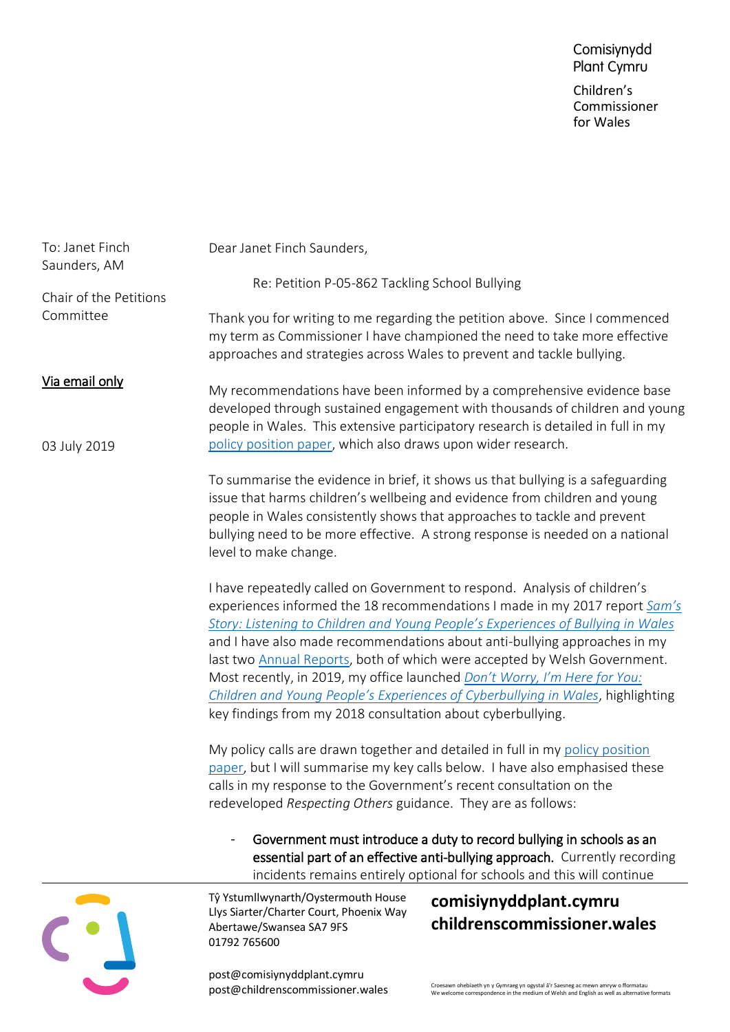Comisiynydd Plant Cymru

Children's Commissioner for Wales

To: Janet Finch Saunders, AM

Chair of the Petitions Committee

Via email only

03 July 2019

Dear Janet Finch Saunders,

Re: Petition P-05-862 Tackling School Bullying

Thank you for writing to me regarding the petition above. Since I commenced my term as Commissioner I have championed the need to take more effective approaches and strategies across Wales to prevent and tackle bullying.

My recommendations have been informed by a comprehensive evidence base developed through sustained engagement with thousands of children and young people in Wales. This extensive participatory research is detailed in full in my policy position paper, which also draws upon wider research.

To summarise the evidence in brief, it shows us that bullying is a safeguarding issue that harms children's wellbeing and evidence from children and young people in Wales consistently shows that approaches to tackle and prevent bullying need to be more effective. A strong response is needed on a national level to make change.

I have repeatedly called on Government to respond. Analysis of children's experiences informed the 18 recommendations I made in my 2017 report *Sam's Story: Listening to Children and Young People's Experiences of Bullying in Wales* and I have also made recommendations about anti-bullying approaches in my last two Annual Reports, both of which were accepted by Welsh Government. Most recently, in 2019, my office launched *Don't Worry, I'm Here for You: Children and Young People's Experiences of Cyberbullying in Wales*, highlighting key findings from my 2018 consultation about cyberbullying.

My policy calls are drawn together and detailed in full in my policy position paper, but I will summarise my key calls below. I have also emphasised these calls in my response to the Government's recent consultation on the redeveloped *Respecting Others* guidance. They are as follows:

- **Government must introduce a duty to record bullying in schools as an essential part of an effective anti-bullying approach.** Currently recording incidents remains entirely optional for schools and this will continue

Tŷ Ystumllwynarth/Oystermouth House
Llys Siarter/Charter Court, Phoenix Way
Abertawe/Swansea SA7 9FS
01792 765600

post@comisiynyddplant.cymru
post@childrenscommissioner.wales

comisiynyddplant.cymru
childrenscommissioner.wales

Croesawn ohebiaeth yn y Gymraeg yn ogystal â'r Saesneg ac mewn amryw o fformatau
We welcome correspondence in the medium of Welsh and English as well as alternative formats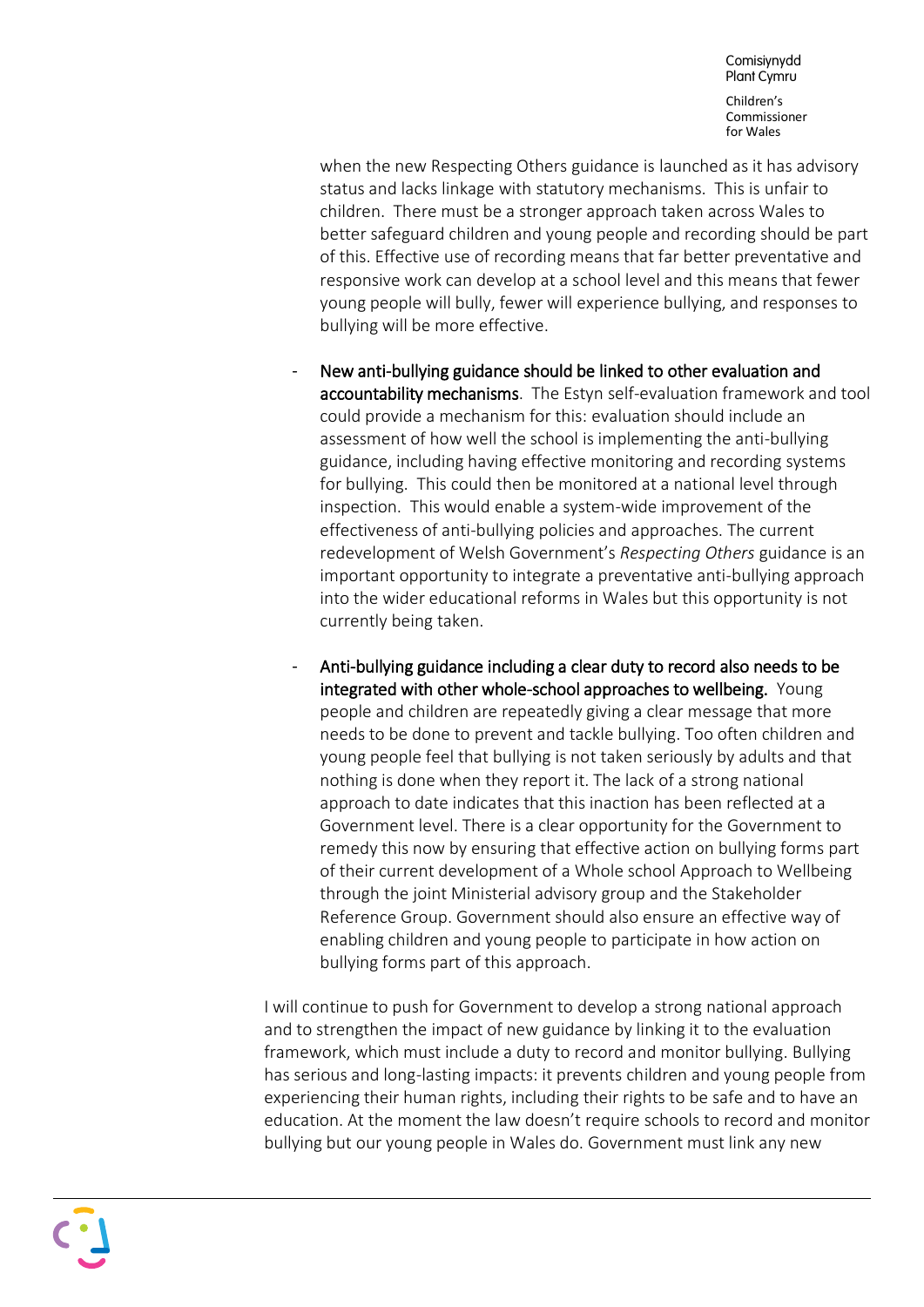when the new Respecting Others guidance is launched as it has advisory status and lacks linkage with statutory mechanisms. This is unfair to children. There must be a stronger approach taken across Wales to better safeguard children and young people and recording should be part of this. Effective use of recording means that far better preventative and responsive work can develop at a school level and this means that fewer young people will bully, fewer will experience bullying, and responses to bullying will be more effective.

- **New anti-bullying guidance should be linked to other evaluation and accountability mechanisms**. The Estyn self-evaluation framework and tool could provide a mechanism for this: evaluation should include an assessment of how well the school is implementing the anti-bullying guidance, including having effective monitoring and recording systems for bullying. This could then be monitored at a national level through inspection. This would enable a system-wide improvement of the effectiveness of anti-bullying policies and approaches. The current redevelopment of Welsh Government's *Respecting Others* guidance is an important opportunity to integrate a preventative anti-bullying approach into the wider educational reforms in Wales but this opportunity is not currently being taken.

- **Anti-bullying guidance including a clear duty to record also needs to be integrated with other whole-school approaches to wellbeing.** Young people and children are repeatedly giving a clear message that more needs to be done to prevent and tackle bullying. Too often children and young people feel that bullying is not taken seriously by adults and that nothing is done when they report it. The lack of a strong national approach to date indicates that this inaction has been reflected at a Government level. There is a clear opportunity for the Government to remedy this now by ensuring that effective action on bullying forms part of their current development of a Whole school Approach to Wellbeing through the joint Ministerial advisory group and the Stakeholder Reference Group. Government should also ensure an effective way of enabling children and young people to participate in how action on bullying forms part of this approach.

I will continue to push for Government to develop a strong national approach and to strengthen the impact of new guidance by linking it to the evaluation framework, which must include a duty to record and monitor bullying. Bullying has serious and long-lasting impacts: it prevents children and young people from experiencing their human rights, including their rights to be safe and to have an education. At the moment the law doesn't require schools to record and monitor bullying but our young people in Wales do. Government must link any new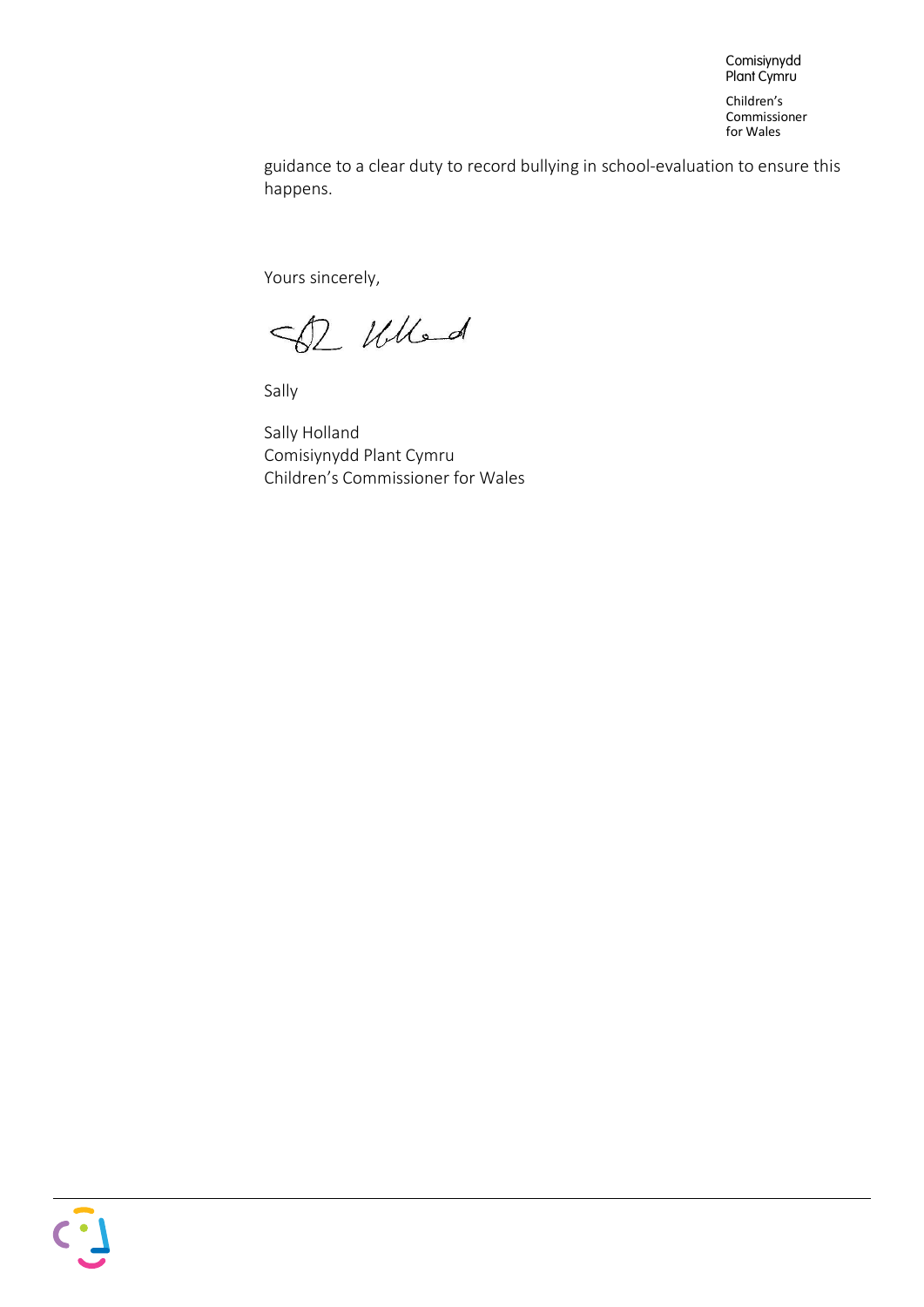guidance to a clear duty to record bullying in school-evaluation to ensure this happens.

Yours sincerely,

Sally

Sally Holland
Comisiynydd Plant Cymru
Children's Commissioner for Wales